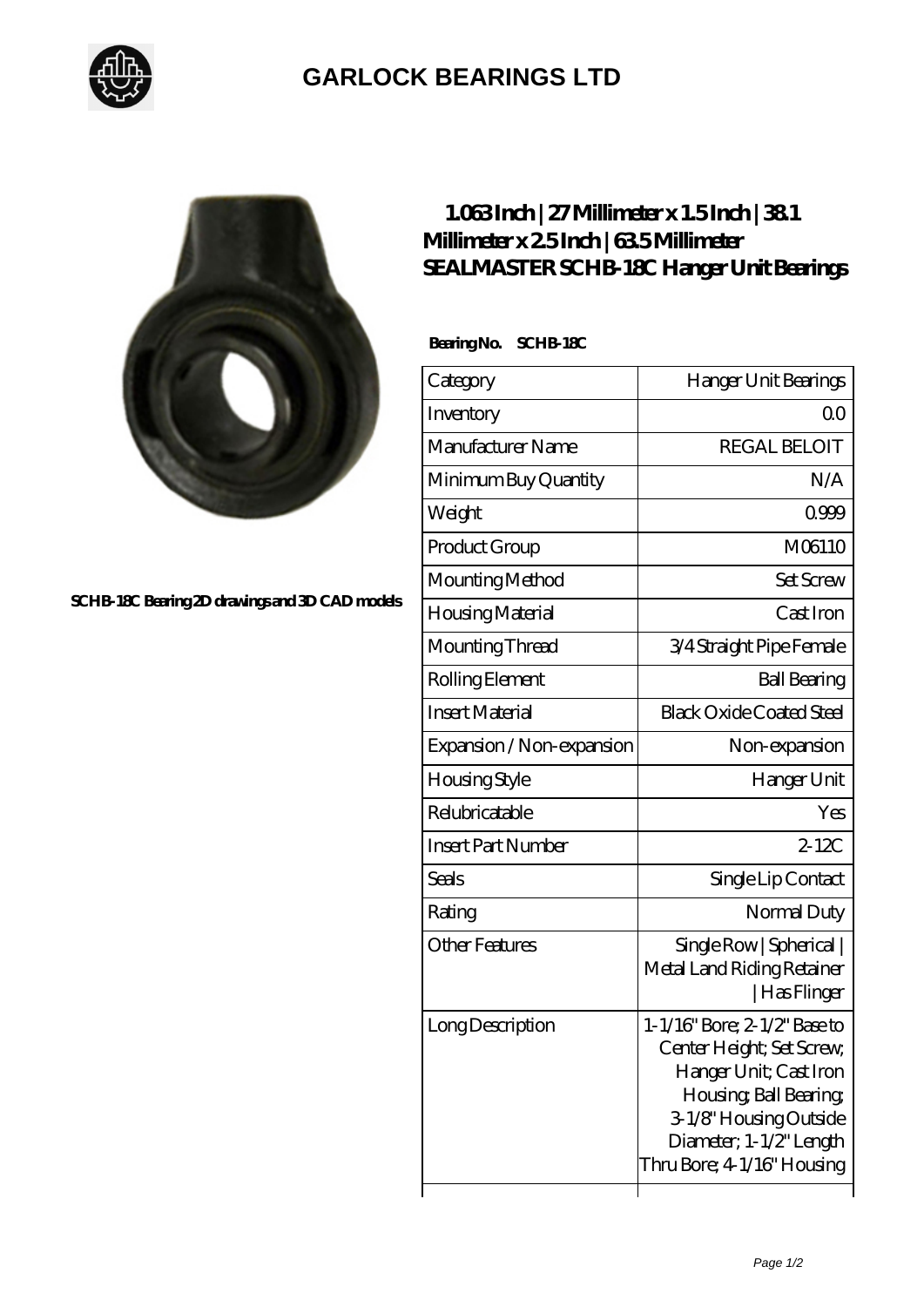# GARLOCK BEARINGS LTD

SCHB-18C Bearing 2D drawings and 3D CAD models

## 1.063 Inch | 27 Millimeter x 1.5 Inch | 38.1 Millimeter x 2.5 Inch | 63.5 Millimeter SEALMASTER SCHB-18C Hanger Unit Bearings

**Bearing No. SCHB-18C**

| Category | Hanger Unit Bearings |
|---|---|
| Inventory | 0.0 |
| Manufacturer Name | REGAL BELOIT |
| Minimum Buy Quantity | N/A |
| Weight | 0.999 |
| Product Group | M06110 |
| Mounting Method | Set Screw |
| Housing Material | Cast Iron |
| Mounting Thread | 3/4 Straight Pipe Female |
| Rolling Element | Ball Bearing |
| Insert Material | Black Oxide Coated Steel |
| Expansion / Non-expansion | Non-expansion |
| Housing Style | Hanger Unit |
| Relubricatable | Yes |
| Insert Part Number | 2-12C |
| Seals | Single Lip Contact |
| Rating | Normal Duty |
| Other Features | Single Row \| Spherical \| Metal Land Riding Retainer \| Has Flinger |
| Long Description | 1-1/16" Bore; 2-1/2" Base to Center Height; Set Screw; Hanger Unit; Cast Iron Housing; Ball Bearing; 3-1/8" Housing Outside Diameter; 1-1/2" Length Thru Bore; 4-1/16" Housing |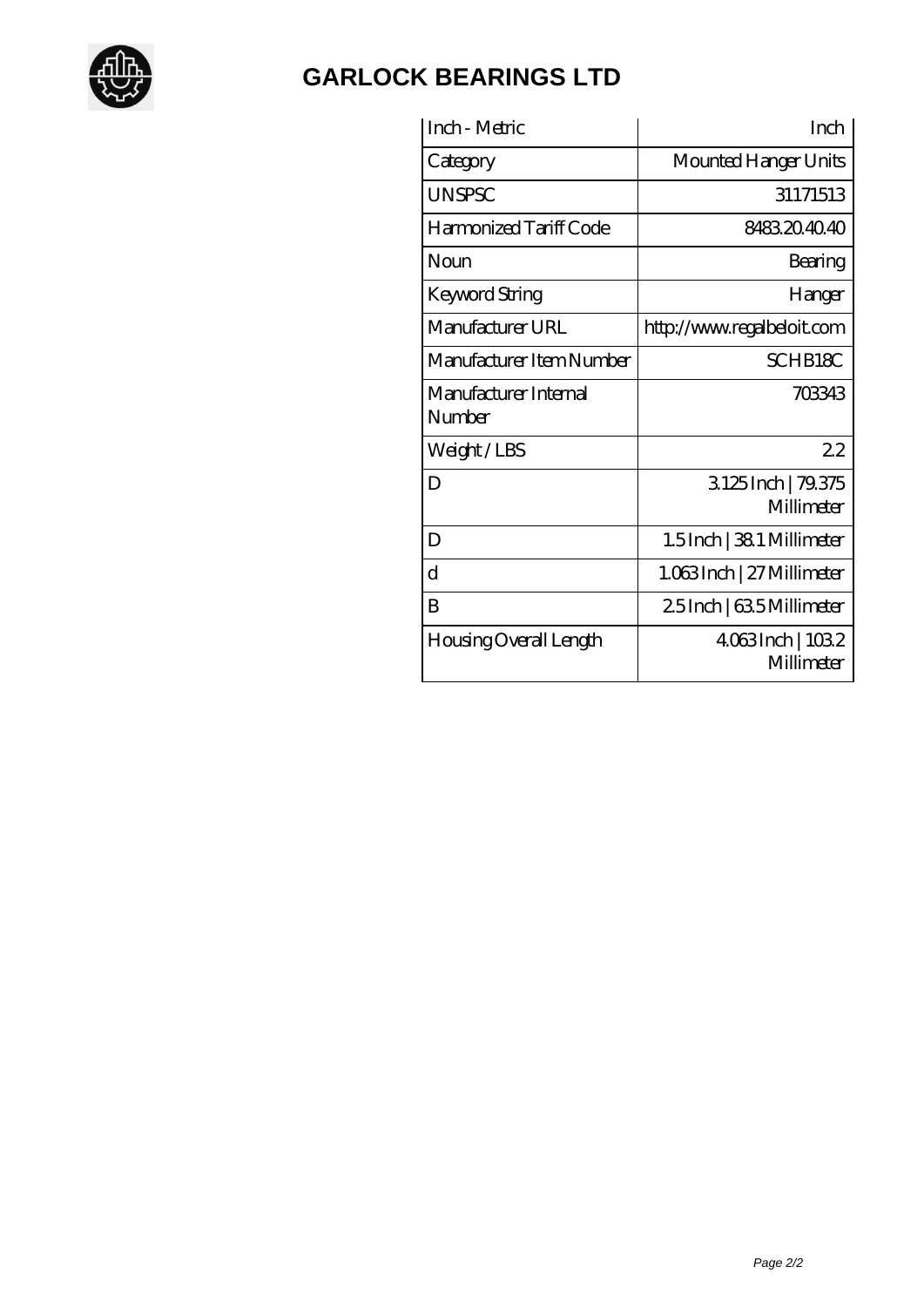# GARLOCK BEARINGS LTD

| | |
|---|---|
| Inch - Metric | Inch |
| Category | Mounted Hanger Units |
| UNSPSC | 31171513 |
| Harmonized Tariff Code | 8483.20.40.40 |
| Noun | Bearing |
| Keyword String | Hanger |
| Manufacturer URL | http://www.regalbeloit.com |
| Manufacturer Item Number | SCHB18C |
| Manufacturer Internal Number | 703343 |
| Weight / LBS | 2.2 |
| D | 3.125 Inch \| 79.375 Millimeter |
| D | 1.5 Inch \| 38.1 Millimeter |
| d | 1.063 Inch \| 27 Millimeter |
| B | 2.5 Inch \| 63.5 Millimeter |
| Housing Overall Length | 4.063 Inch \| 103.2 Millimeter |